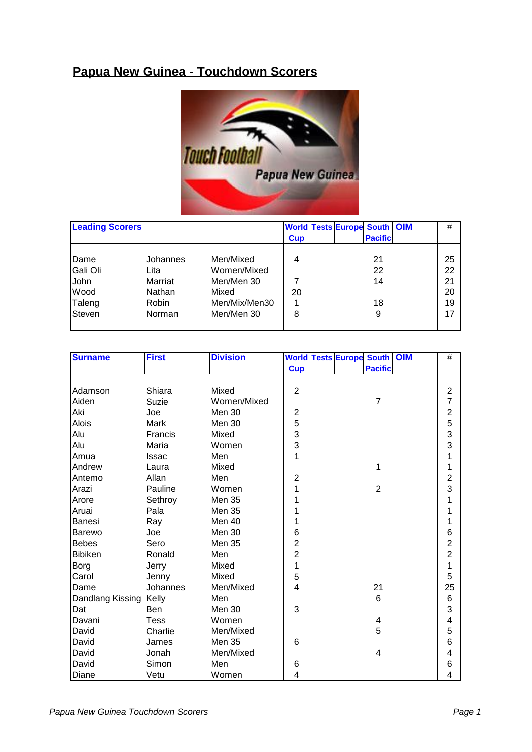# Papua New Guinea - Touchdown Scorers

| Leading Scorers | | | World Cup | Tests | Europe | South Pacific | OIM | | # |
|---|---|---|---|---|---|---|---|---|---|
| Dame | Johannes | Men/Mixed | 4 | | | 21 | | | 25 |
| Gali Oli | Lita | Women/Mixed | | | | 22 | | | 22 |
| John | Marriat | Men/Men 30 | 7 | | | 14 | | | 21 |
| Wood | Nathan | Mixed | 20 | | | | | | 20 |
| Taleng | Robin | Men/Mix/Men30 | 1 | | | 18 | | | 19 |
| Steven | Norman | Men/Men 30 | 8 | | | 9 | | | 17 |

| Surname | First | Division | World Cup | Tests | Europe | South Pacific | OIM | | # |
|---|---|---|---|---|---|---|---|---|---|
| Adamson | Shiara | Mixed | 2 | | | | | | 2 |
| Aiden | Suzie | Women/Mixed | | | | 7 | | | 7 |
| Aki | Joe | Men 30 | 2 | | | | | | 2 |
| Alois | Mark | Men 30 | 5 | | | | | | 5 |
| Alu | Francis | Mixed | 3 | | | | | | 3 |
| Alu | Maria | Women | 3 | | | | | | 3 |
| Amua | Issac | Men | 1 | | | | | | 1 |
| Andrew | Laura | Mixed | | | | 1 | | | 1 |
| Antemo | Allan | Men | 2 | | | | | | 2 |
| Arazi | Pauline | Women | 1 | | | 2 | | | 3 |
| Arore | Sethroy | Men 35 | 1 | | | | | | 1 |
| Aruai | Pala | Men 35 | 1 | | | | | | 1 |
| Banesi | Ray | Men 40 | 1 | | | | | | 1 |
| Barewo | Joe | Men 30 | 6 | | | | | | 6 |
| Bebes | Sero | Men 35 | 2 | | | | | | 2 |
| Bibiken | Ronald | Men | 2 | | | | | | 2 |
| Borg | Jerry | Mixed | 1 | | | | | | 1 |
| Carol | Jenny | Mixed | 5 | | | | | | 5 |
| Dame | Johannes | Men/Mixed | 4 | | | 21 | | | 25 |
| Dandlang Kissing | Kelly | Men | | | | 6 | | | 6 |
| Dat | Ben | Men 30 | 3 | | | | | | 3 |
| Davani | Tess | Women | | | | 4 | | | 4 |
| David | Charlie | Men/Mixed | | | | 5 | | | 5 |
| David | James | Men 35 | 6 | | | | | | 6 |
| David | Jonah | Men/Mixed | | | | 4 | | | 4 |
| David | Simon | Men | 6 | | | | | | 6 |
| Diane | Vetu | Women | 4 | | | | | | 4 |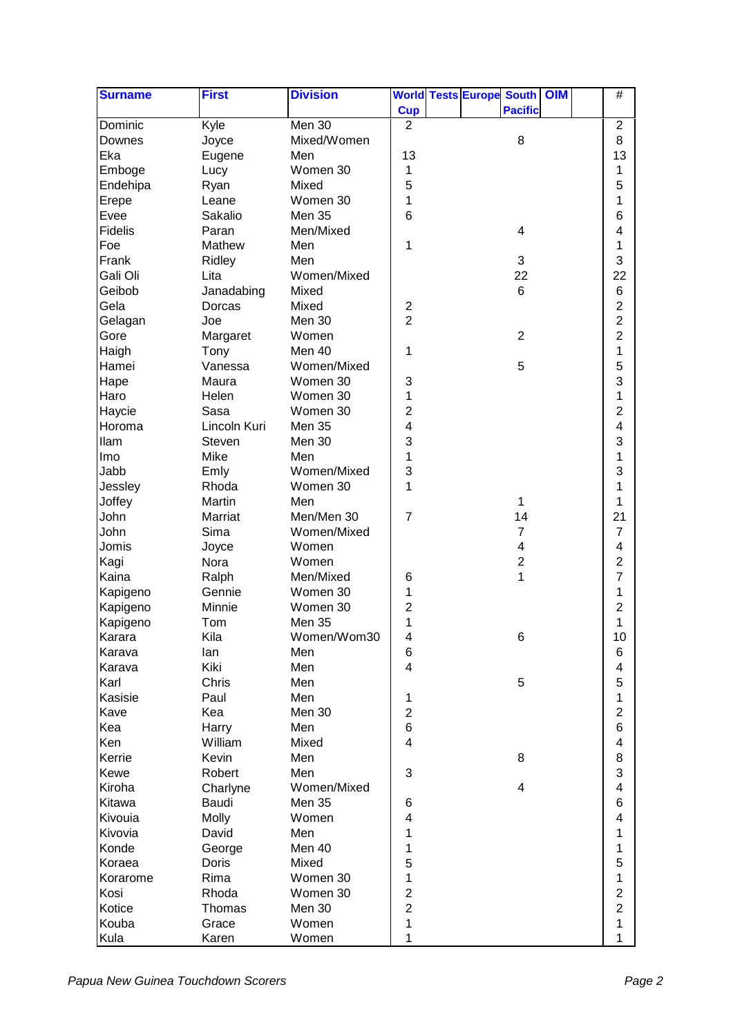| Surname | First | Division | World Cup | Tests | Europe | South Pacific | OIM | | # |
|---|---|---|---|---|---|---|---|---|---|
| Dominic | Kyle | Men 30 | 2 | | | | | | 2 |
| Downes | Joyce | Mixed/Women | | | | 8 | | | 8 |
| Eka | Eugene | Men | 13 | | | | | | 13 |
| Emboge | Lucy | Women 30 | 1 | | | | | | 1 |
| Endehipa | Ryan | Mixed | 5 | | | | | | 5 |
| Erepe | Leane | Women 30 | 1 | | | | | | 1 |
| Evee | Sakalio | Men 35 | 6 | | | | | | 6 |
| Fidelis | Paran | Men/Mixed | | | | 4 | | | 4 |
| Foe | Mathew | Men | 1 | | | | | | 1 |
| Frank | Ridley | Men | | | | 3 | | | 3 |
| Gali Oli | Lita | Women/Mixed | | | | 22 | | | 22 |
| Geibob | Janadabing | Mixed | | | | 6 | | | 6 |
| Gela | Dorcas | Mixed | 2 | | | | | | 2 |
| Gelagan | Joe | Men 30 | 2 | | | | | | 2 |
| Gore | Margaret | Women | | | | 2 | | | 2 |
| Haigh | Tony | Men 40 | 1 | | | | | | 1 |
| Hamei | Vanessa | Women/Mixed | | | | 5 | | | 5 |
| Hape | Maura | Women 30 | 3 | | | | | | 3 |
| Haro | Helen | Women 30 | 1 | | | | | | 1 |
| Haycie | Sasa | Women 30 | 2 | | | | | | 2 |
| Horoma | Lincoln Kuri | Men 35 | 4 | | | | | | 4 |
| Ilam | Steven | Men 30 | 3 | | | | | | 3 |
| Imo | Mike | Men | 1 | | | | | | 1 |
| Jabb | Emly | Women/Mixed | 3 | | | | | | 3 |
| Jessley | Rhoda | Women 30 | 1 | | | | | | 1 |
| Joffey | Martin | Men | | | | 1 | | | 1 |
| John | Marriat | Men/Men 30 | 7 | | | 14 | | | 21 |
| John | Sima | Women/Mixed | | | | 7 | | | 7 |
| Jomis | Joyce | Women | | | | 4 | | | 4 |
| Kagi | Nora | Women | | | | 2 | | | 2 |
| Kaina | Ralph | Men/Mixed | 6 | | | 1 | | | 7 |
| Kapigeno | Gennie | Women 30 | 1 | | | | | | 1 |
| Kapigeno | Minnie | Women 30 | 2 | | | | | | 2 |
| Kapigeno | Tom | Men 35 | 1 | | | | | | 1 |
| Karara | Kila | Women/Wom30 | 4 | | | 6 | | | 10 |
| Karava | Ian | Men | 6 | | | | | | 6 |
| Karava | Kiki | Men | 4 | | | | | | 4 |
| Karl | Chris | Men | | | | 5 | | | 5 |
| Kasisie | Paul | Men | 1 | | | | | | 1 |
| Kave | Kea | Men 30 | 2 | | | | | | 2 |
| Kea | Harry | Men | 6 | | | | | | 6 |
| Ken | William | Mixed | 4 | | | | | | 4 |
| Kerrie | Kevin | Men | | | | 8 | | | 8 |
| Kewe | Robert | Men | 3 | | | | | | 3 |
| Kiroha | Charlyne | Women/Mixed | | | | 4 | | | 4 |
| Kitawa | Baudi | Men 35 | 6 | | | | | | 6 |
| Kivouia | Molly | Women | 4 | | | | | | 4 |
| Kivovia | David | Men | 1 | | | | | | 1 |
| Konde | George | Men 40 | 1 | | | | | | 1 |
| Koraea | Doris | Mixed | 5 | | | | | | 5 |
| Korarome | Rima | Women 30 | 1 | | | | | | 1 |
| Kosi | Rhoda | Women 30 | 2 | | | | | | 2 |
| Kotice | Thomas | Men 30 | 2 | | | | | | 2 |
| Kouba | Grace | Women | 1 | | | | | | 1 |
| Kula | Karen | Women | 1 | | | | | | 1 |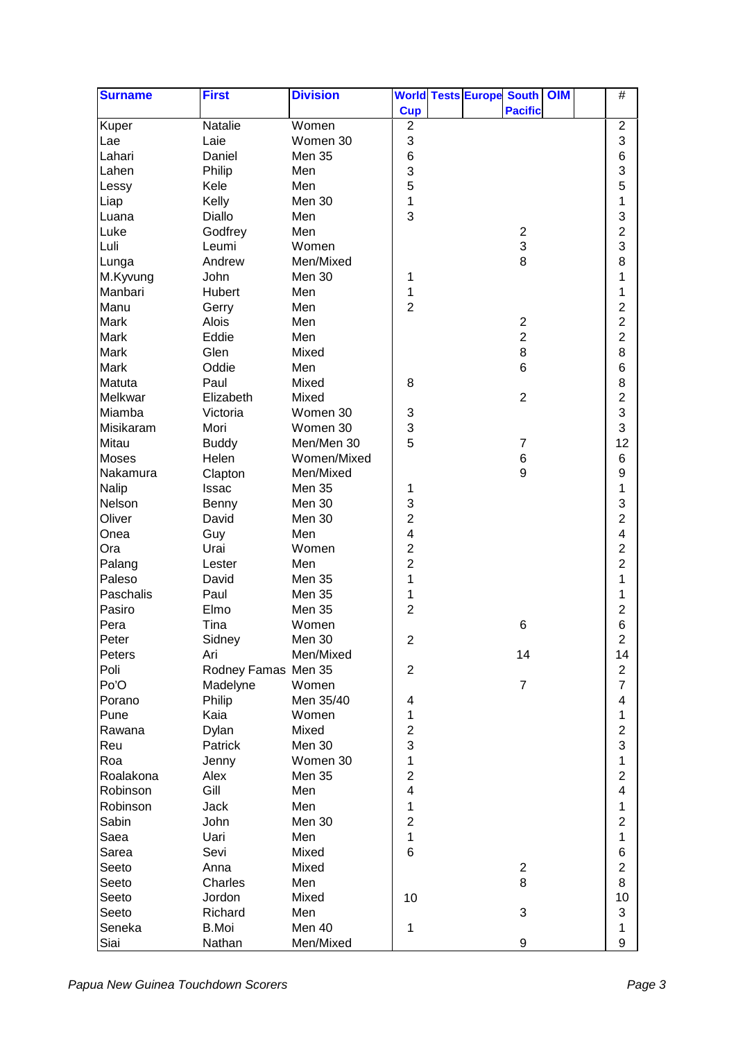| Surname | First | Division | World Cup | Tests | Europe | South Pacific | OIM | | # |
|---|---|---|---|---|---|---|---|---|---|
| Kuper | Natalie | Women | 2 | | | | | | 2 |
| Lae | Laie | Women 30 | 3 | | | | | | 3 |
| Lahari | Daniel | Men 35 | 6 | | | | | | 6 |
| Lahen | Philip | Men | 3 | | | | | | 3 |
| Lessy | Kele | Men | 5 | | | | | | 5 |
| Liap | Kelly | Men 30 | 1 | | | | | | 1 |
| Luana | Diallo | Men | 3 | | | | | | 3 |
| Luke | Godfrey | Men | | | | 2 | | | 2 |
| Luli | Leumi | Women | | | | 3 | | | 3 |
| Lunga | Andrew | Men/Mixed | | | | 8 | | | 8 |
| M.Kyvung | John | Men 30 | 1 | | | | | | 1 |
| Manbari | Hubert | Men | 1 | | | | | | 1 |
| Manu | Gerry | Men | 2 | | | | | | 2 |
| Mark | Alois | Men | | | | 2 | | | 2 |
| Mark | Eddie | Men | | | | 2 | | | 2 |
| Mark | Glen | Mixed | | | | 8 | | | 8 |
| Mark | Oddie | Men | | | | 6 | | | 6 |
| Matuta | Paul | Mixed | 8 | | | | | | 8 |
| Melkwar | Elizabeth | Mixed | | | | 2 | | | 2 |
| Miamba | Victoria | Women 30 | 3 | | | | | | 3 |
| Misikaram | Mori | Women 30 | 3 | | | | | | 3 |
| Mitau | Buddy | Men/Men 30 | 5 | | | 7 | | | 12 |
| Moses | Helen | Women/Mixed | | | | 6 | | | 6 |
| Nakamura | Clapton | Men/Mixed | | | | 9 | | | 9 |
| Nalip | Issac | Men 35 | 1 | | | | | | 1 |
| Nelson | Benny | Men 30 | 3 | | | | | | 3 |
| Oliver | David | Men 30 | 2 | | | | | | 2 |
| Onea | Guy | Men | 4 | | | | | | 4 |
| Ora | Urai | Women | 2 | | | | | | 2 |
| Palang | Lester | Men | 2 | | | | | | 2 |
| Paleso | David | Men 35 | 1 | | | | | | 1 |
| Paschalis | Paul | Men 35 | 1 | | | | | | 1 |
| Pasiro | Elmo | Men 35 | 2 | | | | | | 2 |
| Pera | Tina | Women | | | | 6 | | | 6 |
| Peter | Sidney | Men 30 | 2 | | | | | | 2 |
| Peters | Ari | Men/Mixed | | | | 14 | | | 14 |
| Poli | Rodney Famas | Men 35 | 2 | | | | | | 2 |
| Po'O | Madelyne | Women | | | | 7 | | | 7 |
| Porano | Philip | Men 35/40 | 4 | | | | | | 4 |
| Pune | Kaia | Women | 1 | | | | | | 1 |
| Rawana | Dylan | Mixed | 2 | | | | | | 2 |
| Reu | Patrick | Men 30 | 3 | | | | | | 3 |
| Roa | Jenny | Women 30 | 1 | | | | | | 1 |
| Roalakona | Alex | Men 35 | 2 | | | | | | 2 |
| Robinson | Gill | Men | 4 | | | | | | 4 |
| Robinson | Jack | Men | 1 | | | | | | 1 |
| Sabin | John | Men 30 | 2 | | | | | | 2 |
| Saea | Uari | Men | 1 | | | | | | 1 |
| Sarea | Sevi | Mixed | 6 | | | | | | 6 |
| Seeto | Anna | Mixed | | | | 2 | | | 2 |
| Seeto | Charles | Men | | | | 8 | | | 8 |
| Seeto | Jordon | Mixed | 10 | | | | | | 10 |
| Seeto | Richard | Men | | | | 3 | | | 3 |
| Seneka | B.Moi | Men 40 | 1 | | | | | | 1 |
| Siai | Nathan | Men/Mixed | | | | 9 | | | 9 |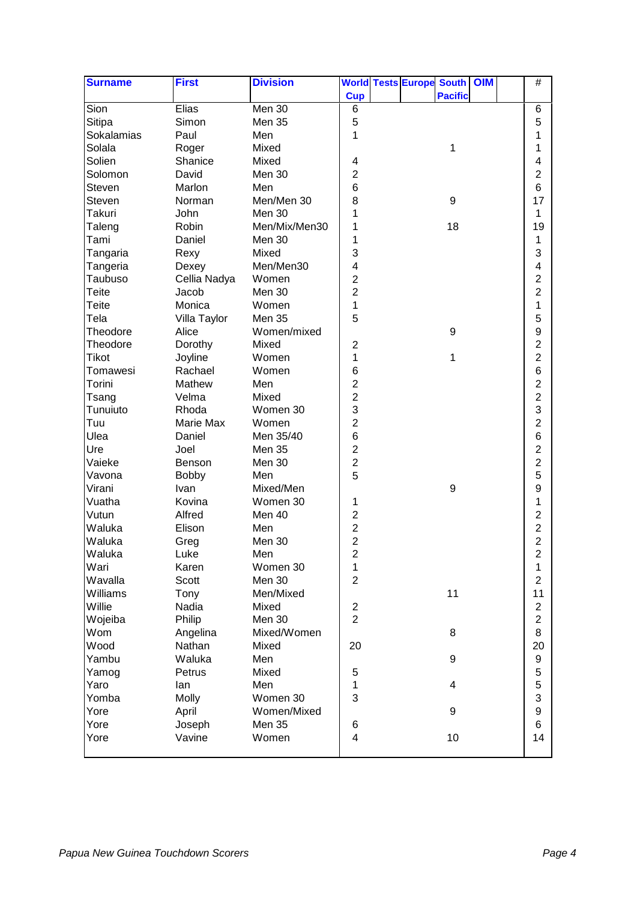| Surname | First | Division | World Cup | Tests | Europe | South Pacific | OIM | | # |
|---|---|---|---|---|---|---|---|---|---|
| Sion | Elias | Men 30 | 6 | | | | | | 6 |
| Sitipa | Simon | Men 35 | 5 | | | | | | 5 |
| Sokalamias | Paul | Men | 1 | | | | | | 1 |
| Solala | Roger | Mixed | | | | 1 | | | 1 |
| Solien | Shanice | Mixed | 4 | | | | | | 4 |
| Solomon | David | Men 30 | 2 | | | | | | 2 |
| Steven | Marlon | Men | 6 | | | | | | 6 |
| Steven | Norman | Men/Men 30 | 8 | | | 9 | | | 17 |
| Takuri | John | Men 30 | 1 | | | | | | 1 |
| Taleng | Robin | Men/Mix/Men30 | 1 | | | 18 | | | 19 |
| Tami | Daniel | Men 30 | 1 | | | | | | 1 |
| Tangaria | Rexy | Mixed | 3 | | | | | | 3 |
| Tangeria | Dexey | Men/Men30 | 4 | | | | | | 4 |
| Taubuso | Cellia Nadya | Women | 2 | | | | | | 2 |
| Teite | Jacob | Men 30 | 2 | | | | | | 2 |
| Teite | Monica | Women | 1 | | | | | | 1 |
| Tela | Villa Taylor | Men 35 | 5 | | | | | | 5 |
| Theodore | Alice | Women/mixed | | | | 9 | | | 9 |
| Theodore | Dorothy | Mixed | 2 | | | | | | 2 |
| Tikot | Joyline | Women | 1 | | | 1 | | | 2 |
| Tomawesi | Rachael | Women | 6 | | | | | | 6 |
| Torini | Mathew | Men | 2 | | | | | | 2 |
| Tsang | Velma | Mixed | 2 | | | | | | 2 |
| Tunuiuto | Rhoda | Women 30 | 3 | | | | | | 3 |
| Tuu | Marie Max | Women | 2 | | | | | | 2 |
| Ulea | Daniel | Men 35/40 | 6 | | | | | | 6 |
| Ure | Joel | Men 35 | 2 | | | | | | 2 |
| Vaieke | Benson | Men 30 | 2 | | | | | | 2 |
| Vavona | Bobby | Men | 5 | | | | | | 5 |
| Virani | Ivan | Mixed/Men | | | | 9 | | | 9 |
| Vuatha | Kovina | Women 30 | 1 | | | | | | 1 |
| Vutun | Alfred | Men 40 | 2 | | | | | | 2 |
| Waluka | Elison | Men | 2 | | | | | | 2 |
| Waluka | Greg | Men 30 | 2 | | | | | | 2 |
| Waluka | Luke | Men | 2 | | | | | | 2 |
| Wari | Karen | Women 30 | 1 | | | | | | 1 |
| Wavalla | Scott | Men 30 | 2 | | | | | | 2 |
| Williams | Tony | Men/Mixed | | | | 11 | | | 11 |
| Willie | Nadia | Mixed | 2 | | | | | | 2 |
| Wojeiba | Philip | Men 30 | 2 | | | | | | 2 |
| Wom | Angelina | Mixed/Women | | | | 8 | | | 8 |
| Wood | Nathan | Mixed | 20 | | | | | | 20 |
| Yambu | Waluka | Men | | | | 9 | | | 9 |
| Yamog | Petrus | Mixed | 5 | | | | | | 5 |
| Yaro | Ian | Men | 1 | | | 4 | | | 5 |
| Yomba | Molly | Women 30 | 3 | | | | | | 3 |
| Yore | April | Women/Mixed | | | | 9 | | | 9 |
| Yore | Joseph | Men 35 | 6 | | | | | | 6 |
| Yore | Vavine | Women | 4 | | | 10 | | | 14 |